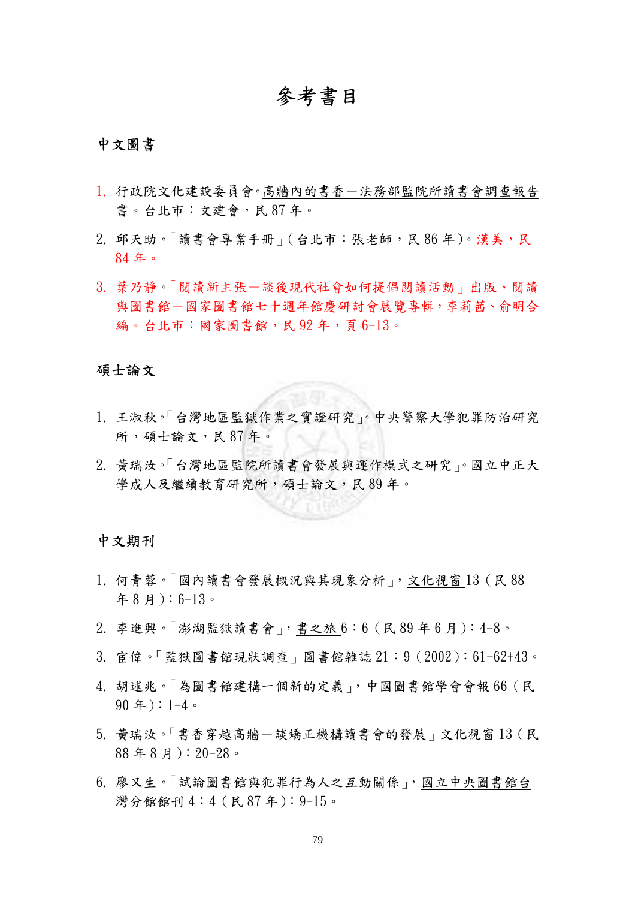# 參考書目

## 中文圖書

1. 行政院文化建設委員會。高牆內的書香－法務部監院所讀書會調查報告書。台北市：文建會，民 87 年。
2. 邱天助。「讀書會專業手冊」(台北市：張老師，民 86 年)。漢美，民 84 年。
3. 葉乃靜。「閱讀新主張－談後現代社會如何提倡閱讀活動」出版、閱讀與圖書館－國家圖書館七十週年館慶研討會展覽專輯，李莉茜、俞明合編。台北市：國家圖書館，民 92 年，頁 6-13。

## 碩士論文

1. 王淑秋。「台灣地區監獄作業之實證研究」。中央警察大學犯罪防治研究所，碩士論文，民 87 年。
2. 黃瑞汝。「台灣地區監院所讀書會發展與運作模式之研究」。國立中正大學成人及繼續教育研究所，碩士論文，民 89 年。

## 中文期刊

1. 何青蓉。「國內讀書會發展概況與其現象分析」，文化視窗 13（民 88 年 8 月）：6-13。
2. 李進興。「澎湖監獄讀書會」，書之旅 6：6（民 89 年 6 月）：4-8。
3. 宦偉。「監獄圖書館現狀調查」圖書館雜誌 21：9（2002）：61-62+43。
4. 胡述兆。「為圖書館建構一個新的定義」，中國圖書館學會會報 66（民 90 年）：1-4。
5. 黃瑞汝。「書香穿越高牆－談矯正機構讀書會的發展」文化視窗 13（民 88 年 8 月）：20-28。
6. 廖又生。「試論圖書館與犯罪行為人之互動關係」，國立中央圖書館台灣分館館刊 4：4（民 87 年）：9-15。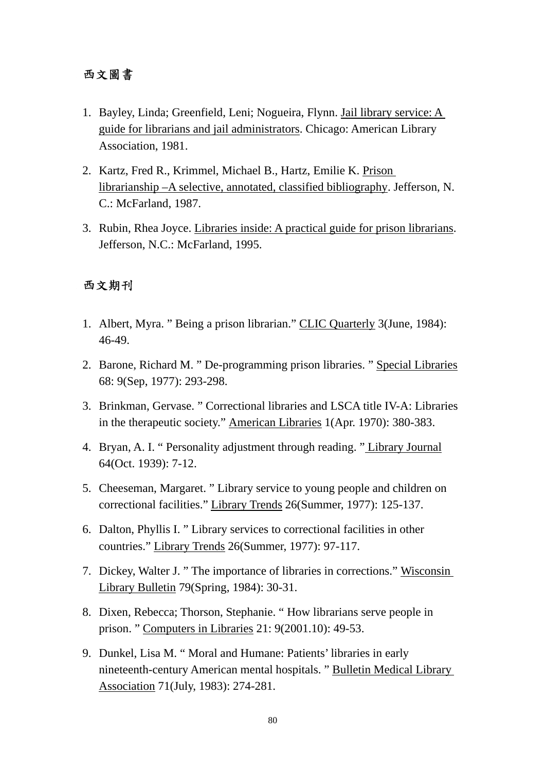## 西文圖書

1. Bayley, Linda; Greenfield, Leni; Nogueira, Flynn. Jail library service: A guide for librarians and jail administrators. Chicago: American Library Association, 1981.
2. Kartz, Fred R., Krimmel, Michael B., Hartz, Emilie K. Prison librarianship –A selective, annotated, classified bibliography. Jefferson, N. C.: McFarland, 1987.
3. Rubin, Rhea Joyce. Libraries inside: A practical guide for prison librarians. Jefferson, N.C.: McFarland, 1995.

## 西文期刊

1. Albert, Myra. ” Being a prison librarian.” CLIC Quarterly 3(June, 1984): 46-49.
2. Barone, Richard M. ” De-programming prison libraries. ” Special Libraries 68: 9(Sep, 1977): 293-298.
3. Brinkman, Gervase. ” Correctional libraries and LSCA title IV-A: Libraries in the therapeutic society.” American Libraries 1(Apr. 1970): 380-383.
4. Bryan, A. I. “ Personality adjustment through reading. ” Library Journal 64(Oct. 1939): 7-12.
5. Cheeseman, Margaret. ” Library service to young people and children on correctional facilities.” Library Trends 26(Summer, 1977): 125-137.
6. Dalton, Phyllis I. ” Library services to correctional facilities in other countries.” Library Trends 26(Summer, 1977): 97-117.
7. Dickey, Walter J. ” The importance of libraries in corrections.” Wisconsin Library Bulletin 79(Spring, 1984): 30-31.
8. Dixen, Rebecca; Thorson, Stephanie. “ How librarians serve people in prison. ” Computers in Libraries 21: 9(2001.10): 49-53.
9. Dunkel, Lisa M. “ Moral and Humane: Patients’ libraries in early nineteenth-century American mental hospitals. ” Bulletin Medical Library Association 71(July, 1983): 274-281.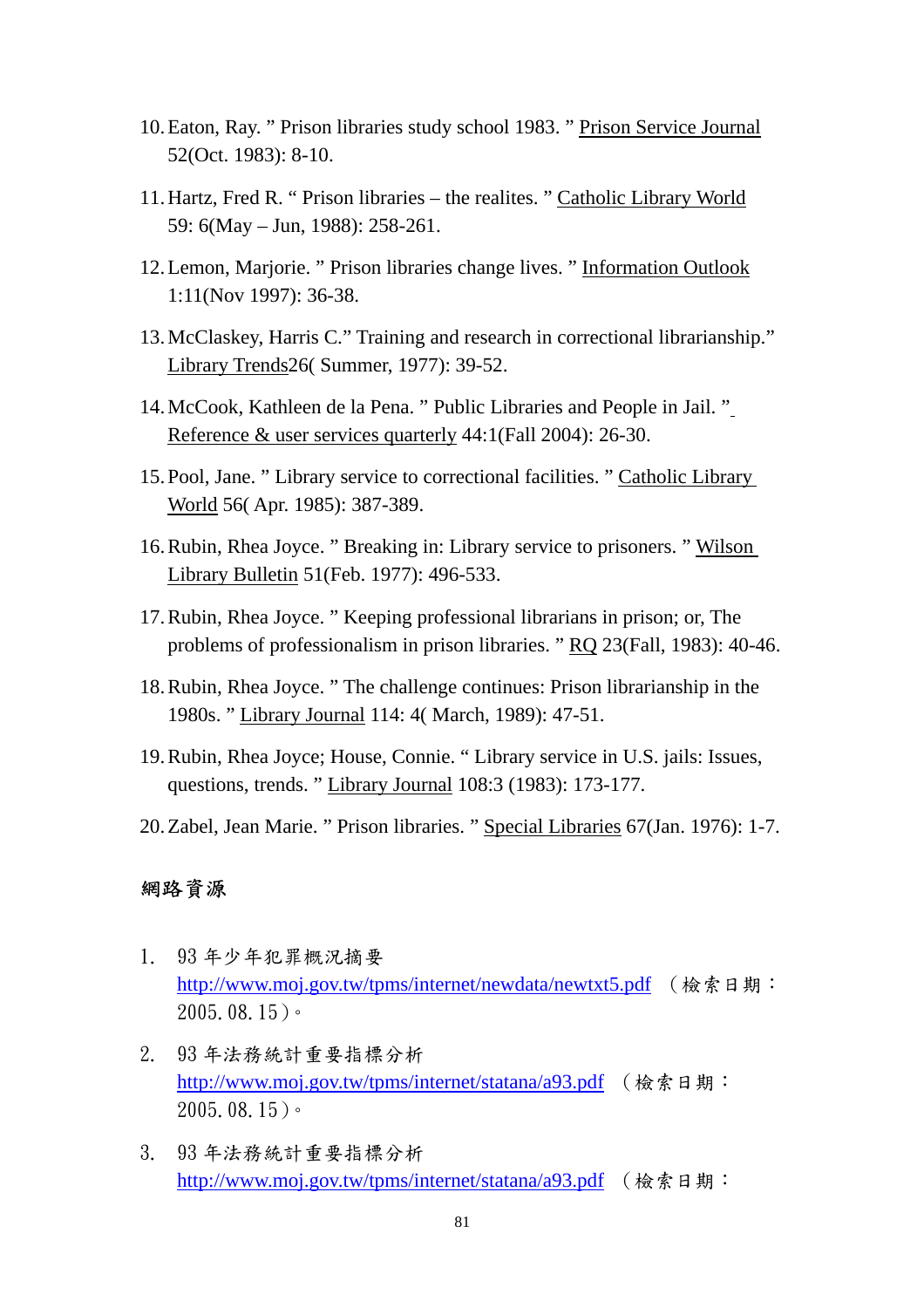10. Eaton, Ray. " Prison libraries study school 1983. " Prison Service Journal 52(Oct. 1983): 8-10.

11. Hartz, Fred R. " Prison libraries – the realites. " Catholic Library World 59: 6(May – Jun, 1988): 258-261.

12. Lemon, Marjorie. " Prison libraries change lives. " Information Outlook 1:11(Nov 1997): 36-38.

13. McClaskey, Harris C." Training and research in correctional librarianship." Library Trends26( Summer, 1977): 39-52.

14. McCook, Kathleen de la Pena. " Public Libraries and People in Jail. " Reference & user services quarterly 44:1(Fall 2004): 26-30.

15. Pool, Jane. " Library service to correctional facilities. " Catholic Library World 56( Apr. 1985): 387-389.

16. Rubin, Rhea Joyce. " Breaking in: Library service to prisoners. " Wilson Library Bulletin 51(Feb. 1977): 496-533.

17. Rubin, Rhea Joyce. " Keeping professional librarians in prison; or, The problems of professionalism in prison libraries. " RQ 23(Fall, 1983): 40-46.

18. Rubin, Rhea Joyce. " The challenge continues: Prison librarianship in the 1980s. " Library Journal 114: 4( March, 1989): 47-51.

19. Rubin, Rhea Joyce; House, Connie. " Library service in U.S. jails: Issues, questions, trends. " Library Journal 108:3 (1983): 173-177.

20. Zabel, Jean Marie. " Prison libraries. " Special Libraries 67(Jan. 1976): 1-7.

## 網路資源

1. 93 年少年犯罪概況摘要 http://www.moj.gov.tw/tpms/internet/newdata/newtxt5.pdf （檢索日期：2005.08.15）。

2. 93 年法務統計重要指標分析 http://www.moj.gov.tw/tpms/internet/statana/a93.pdf （檢索日期：2005.08.15）。

3. 93 年法務統計重要指標分析 http://www.moj.gov.tw/tpms/internet/statana/a93.pdf （檢索日期：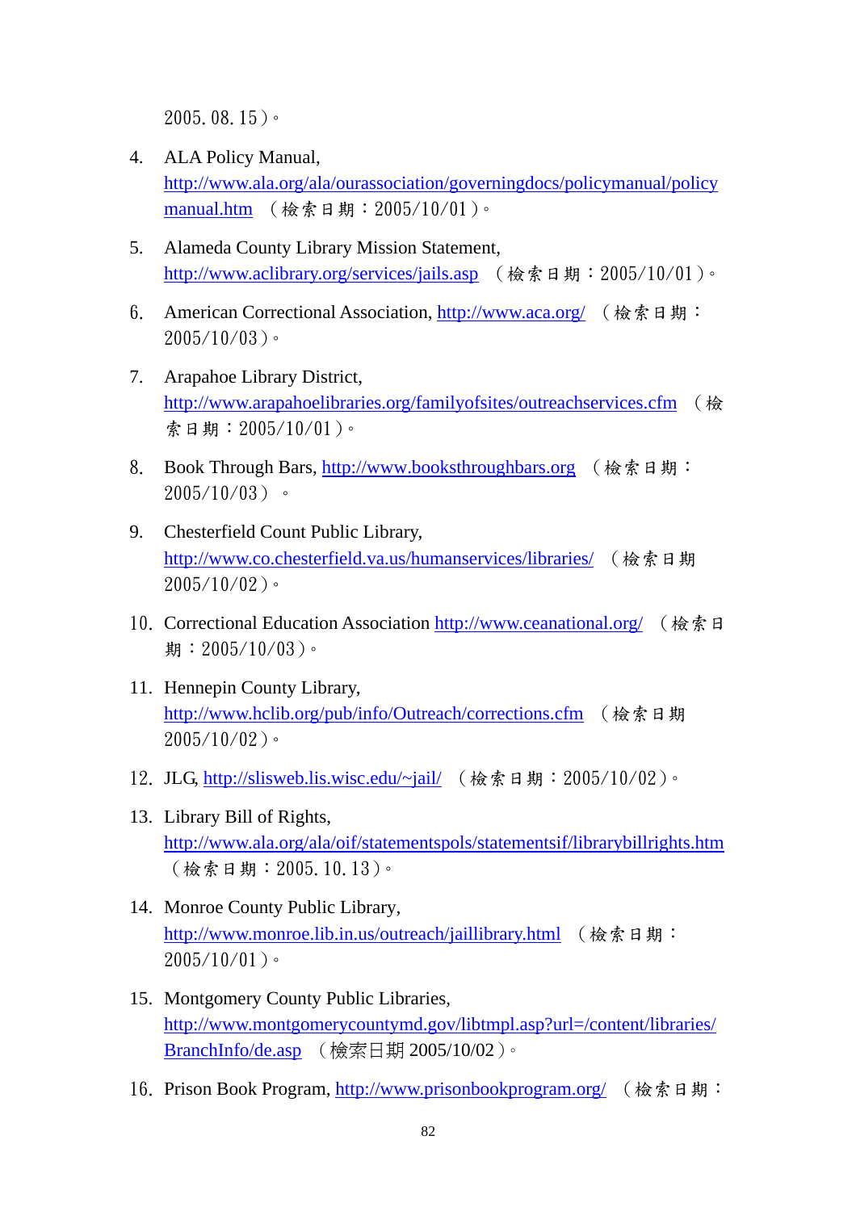2005.08.15）。

4. ALA Policy Manual, http://www.ala.org/ala/ourassociation/governingdocs/policymanual/policymanual.htm （檢索日期：2005/10/01）。

5. Alameda County Library Mission Statement, http://www.aclibrary.org/services/jails.asp （檢索日期：2005/10/01）。

6. American Correctional Association, http://www.aca.org/ （檢索日期：2005/10/03）。

7. Arapahoe Library District, http://www.arapahoelibraries.org/familyofsites/outreachservices.cfm （檢索日期：2005/10/01）。

8. Book Through Bars, http://www.booksthroughbars.org （檢索日期：2005/10/03） 。

9. Chesterfield Count Public Library, http://www.co.chesterfield.va.us/humanservices/libraries/ （檢索日期 2005/10/02）。

10. Correctional Education Association http://www.ceanational.org/ （檢索日期：2005/10/03）。

11. Hennepin County Library, http://www.hclib.org/pub/info/Outreach/corrections.cfm （檢索日期 2005/10/02）。

12. JLG, http://slisweb.lis.wisc.edu/~jail/ （檢索日期：2005/10/02）。

13. Library Bill of Rights, http://www.ala.org/ala/oif/statementspols/statementsif/librarybillrights.htm （檢索日期：2005.10.13）。

14. Monroe County Public Library, http://www.monroe.lib.in.us/outreach/jaillibrary.html （檢索日期：2005/10/01）。

15. Montgomery County Public Libraries, http://www.montgomerycountymd.gov/libtmpl.asp?url=/content/libraries/BranchInfo/de.asp （檢索日期 2005/10/02）。

16. Prison Book Program, http://www.prisonbookprogram.org/ （檢索日期：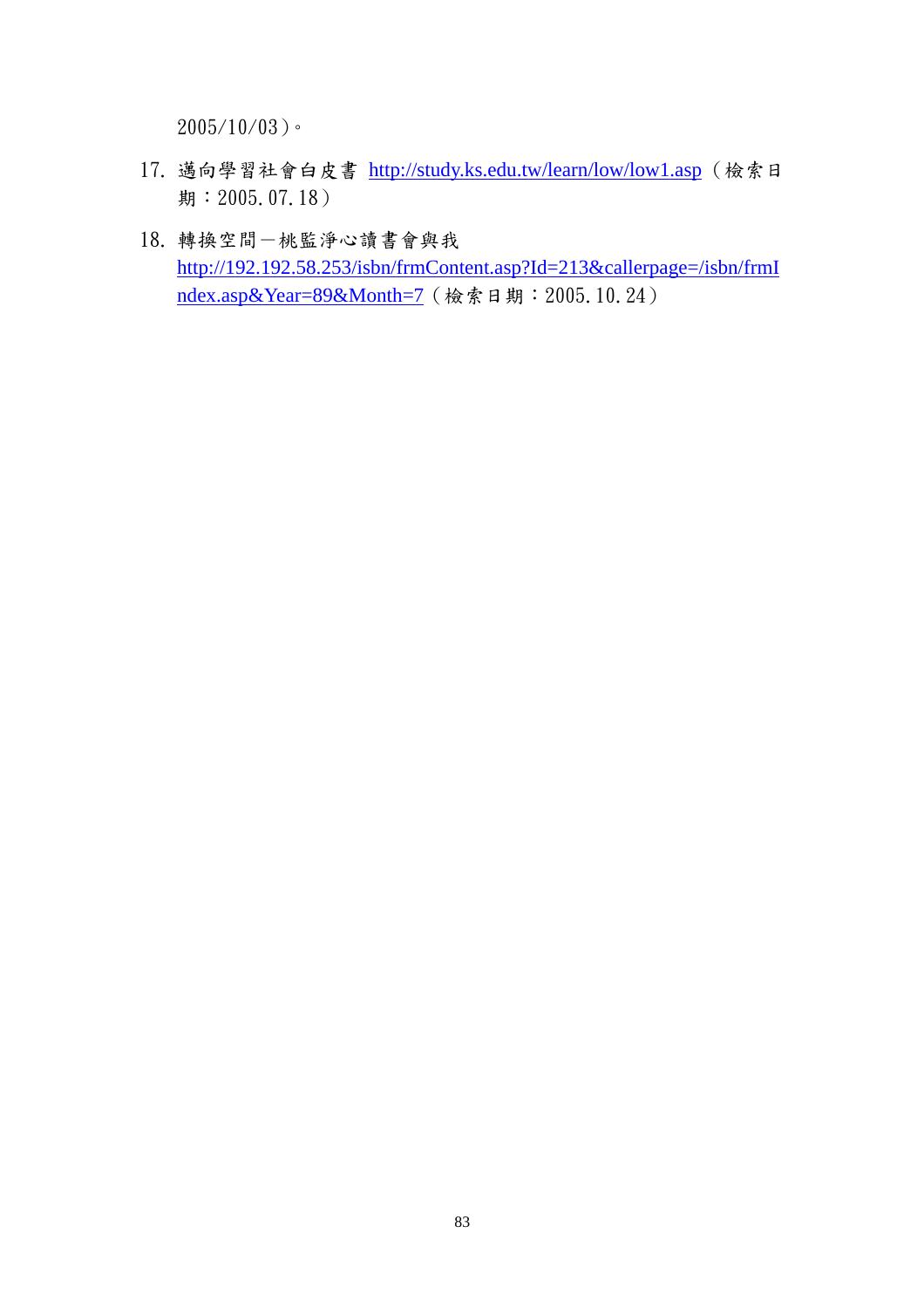2005/10/03）。

17. 邁向學習社會白皮書 http://study.ks.edu.tw/learn/low/low1.asp（檢索日期：2005.07.18）

18. 轉換空間—桃監淨心讀書會與我 http://192.192.58.253/isbn/frmContent.asp?Id=213&callerpage=/isbn/frmIndex.asp&Year=89&Month=7（檢索日期：2005.10.24）